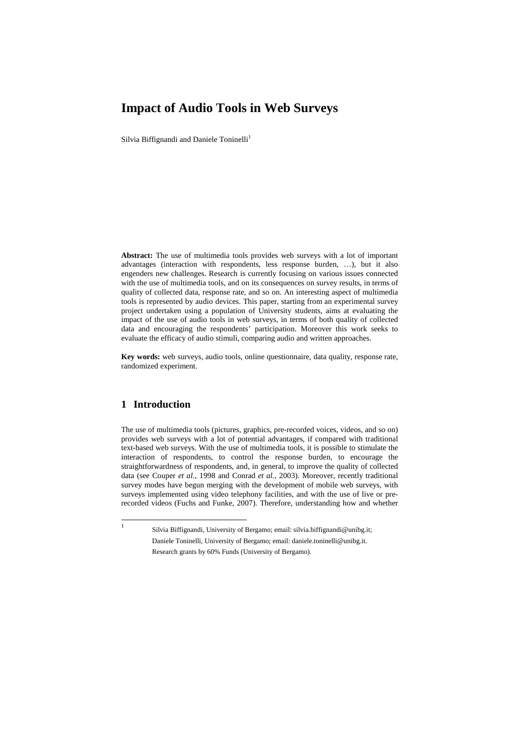# Impact of Audio Tools in Web Surveys

Silvia Biffignandi and Daniele Toninelli[1]

**Abstract:** The use of multimedia tools provides web surveys with a lot of important advantages (interaction with respondents, less response burden, …), but it also engenders new challenges. Research is currently focusing on various issues connected with the use of multimedia tools, and on its consequences on survey results, in terms of quality of collected data, response rate, and so on. An interesting aspect of multimedia tools is represented by audio devices. This paper, starting from an experimental survey project undertaken using a population of University students, aims at evaluating the impact of the use of audio tools in web surveys, in terms of both quality of collected data and encouraging the respondents' participation. Moreover this work seeks to evaluate the efficacy of audio stimuli, comparing audio and written approaches.

**Key words:** web surveys, audio tools, online questionnaire, data quality, response rate, randomized experiment.

## 1 Introduction

The use of multimedia tools (pictures, graphics, pre-recorded voices, videos, and so on) provides web surveys with a lot of potential advantages, if compared with traditional text-based web surveys. With the use of multimedia tools, it is possible to stimulate the interaction of respondents, to control the response burden, to encourage the straightforwardness of respondents, and, in general, to improve the quality of collected data (see Couper *et al.,* 1998 and Conrad *et al.*, 2003). Moreover, recently traditional survey modes have begun merging with the development of mobile web surveys, with surveys implemented using video telephony facilities, and with the use of live or pre-recorded videos (Fuchs and Funke, 2007). Therefore, understanding how and whether

[1] Silvia Biffignandi, University of Bergamo; email: silvia.biffignandi@unibg.it;
Daniele Toninelli, University of Bergamo; email: daniele.toninelli@unibg.it.
Research grants by 60% Funds (University of Bergamo).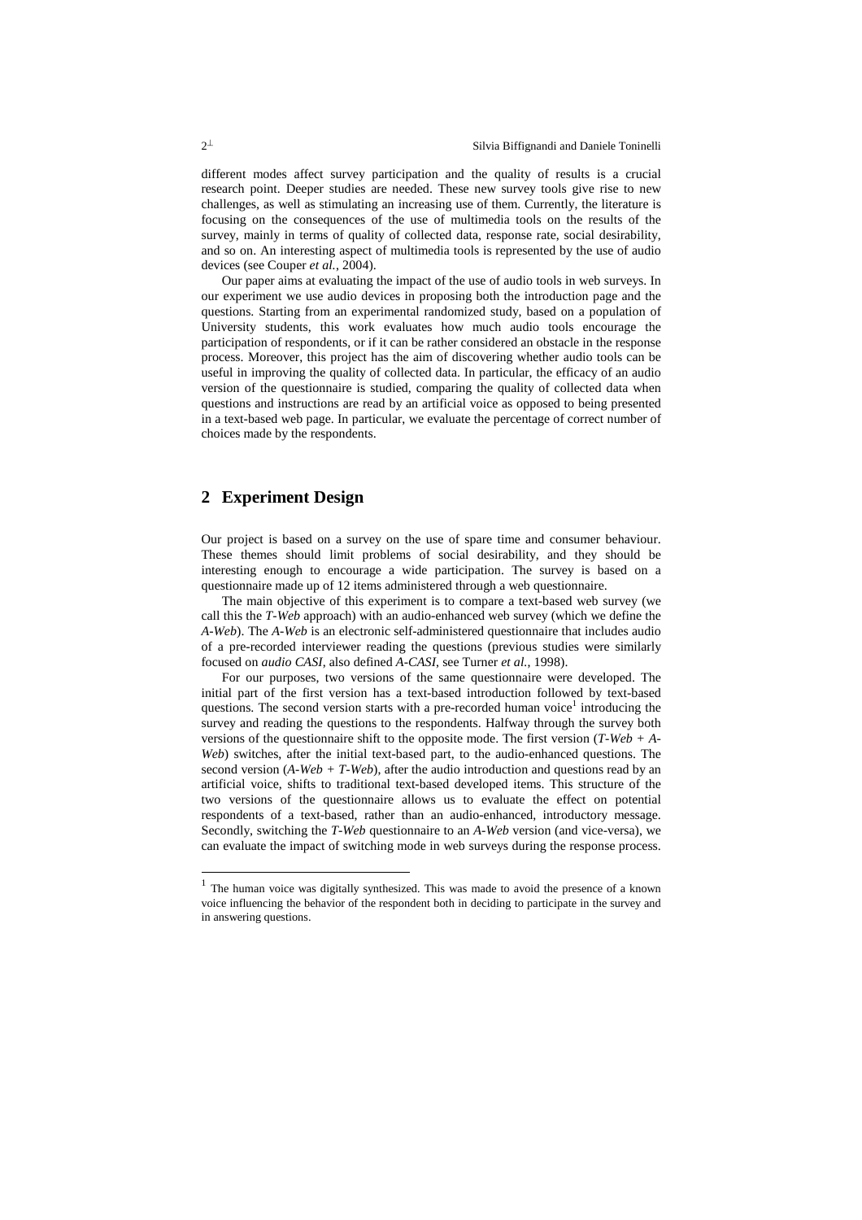different modes affect survey participation and the quality of results is a crucial research point. Deeper studies are needed. These new survey tools give rise to new challenges, as well as stimulating an increasing use of them. Currently, the literature is focusing on the consequences of the use of multimedia tools on the results of the survey, mainly in terms of quality of collected data, response rate, social desirability, and so on. An interesting aspect of multimedia tools is represented by the use of audio devices (see Couper *et al.*, 2004).

Our paper aims at evaluating the impact of the use of audio tools in web surveys. In our experiment we use audio devices in proposing both the introduction page and the questions. Starting from an experimental randomized study, based on a population of University students, this work evaluates how much audio tools encourage the participation of respondents, or if it can be rather considered an obstacle in the response process. Moreover, this project has the aim of discovering whether audio tools can be useful in improving the quality of collected data. In particular, the efficacy of an audio version of the questionnaire is studied, comparing the quality of collected data when questions and instructions are read by an artificial voice as opposed to being presented in a text-based web page. In particular, we evaluate the percentage of correct number of choices made by the respondents.

## 2 Experiment Design

Our project is based on a survey on the use of spare time and consumer behaviour. These themes should limit problems of social desirability, and they should be interesting enough to encourage a wide participation. The survey is based on a questionnaire made up of 12 items administered through a web questionnaire.

The main objective of this experiment is to compare a text-based web survey (we call this the *T-Web* approach) with an audio-enhanced web survey (which we define the *A-Web*). The *A-Web* is an electronic self-administered questionnaire that includes audio of a pre-recorded interviewer reading the questions (previous studies were similarly focused on *audio CASI*, also defined *A-CASI*, see Turner *et al.*, 1998).

For our purposes, two versions of the same questionnaire were developed. The initial part of the first version has a text-based introduction followed by text-based questions. The second version starts with a pre-recorded human voice[1] introducing the survey and reading the questions to the respondents. Halfway through the survey both versions of the questionnaire shift to the opposite mode. The first version (*T-Web + A-Web*) switches, after the initial text-based part, to the audio-enhanced questions. The second version (*A-Web + T-Web*), after the audio introduction and questions read by an artificial voice, shifts to traditional text-based developed items. This structure of the two versions of the questionnaire allows us to evaluate the effect on potential respondents of a text-based, rather than an audio-enhanced, introductory message. Secondly, switching the *T-Web* questionnaire to an *A-Web* version (and vice-versa), we can evaluate the impact of switching mode in web surveys during the response process.

[1] The human voice was digitally synthesized. This was made to avoid the presence of a known voice influencing the behavior of the respondent both in deciding to participate in the survey and in answering questions.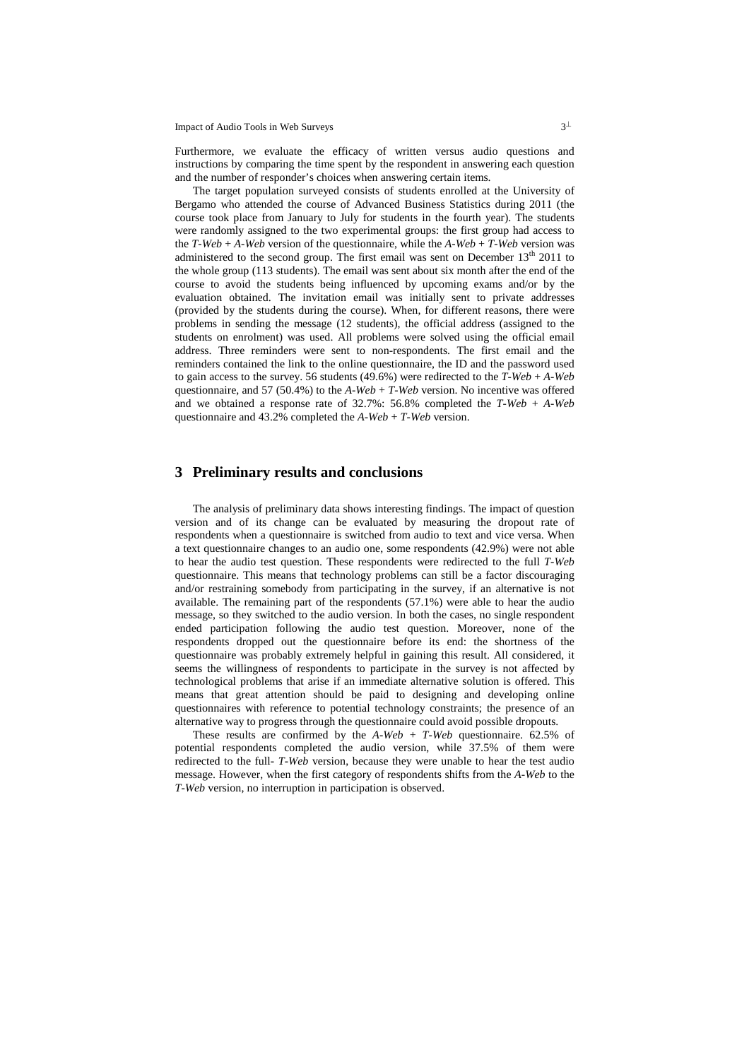Furthermore, we evaluate the efficacy of written versus audio questions and instructions by comparing the time spent by the respondent in answering each question and the number of responder's choices when answering certain items.

The target population surveyed consists of students enrolled at the University of Bergamo who attended the course of Advanced Business Statistics during 2011 (the course took place from January to July for students in the fourth year). The students were randomly assigned to the two experimental groups: the first group had access to the *T-Web* + *A-Web* version of the questionnaire, while the *A-Web* + *T-Web* version was administered to the second group. The first email was sent on December 13th 2011 to the whole group (113 students). The email was sent about six month after the end of the course to avoid the students being influenced by upcoming exams and/or by the evaluation obtained. The invitation email was initially sent to private addresses (provided by the students during the course). When, for different reasons, there were problems in sending the message (12 students), the official address (assigned to the students on enrolment) was used. All problems were solved using the official email address. Three reminders were sent to non-respondents. The first email and the reminders contained the link to the online questionnaire, the ID and the password used to gain access to the survey. 56 students (49.6%) were redirected to the *T-Web* + *A-Web* questionnaire, and 57 (50.4%) to the *A-Web* + *T-Web* version. No incentive was offered and we obtained a response rate of 32.7%: 56.8% completed the *T-Web* + *A-Web* questionnaire and 43.2% completed the *A-Web* + *T-Web* version.

## 3 Preliminary results and conclusions

The analysis of preliminary data shows interesting findings. The impact of question version and of its change can be evaluated by measuring the dropout rate of respondents when a questionnaire is switched from audio to text and vice versa. When a text questionnaire changes to an audio one, some respondents (42.9%) were not able to hear the audio test question. These respondents were redirected to the full *T-Web* questionnaire. This means that technology problems can still be a factor discouraging and/or restraining somebody from participating in the survey, if an alternative is not available. The remaining part of the respondents (57.1%) were able to hear the audio message, so they switched to the audio version. In both the cases, no single respondent ended participation following the audio test question. Moreover, none of the respondents dropped out the questionnaire before its end: the shortness of the questionnaire was probably extremely helpful in gaining this result. All considered, it seems the willingness of respondents to participate in the survey is not affected by technological problems that arise if an immediate alternative solution is offered. This means that great attention should be paid to designing and developing online questionnaires with reference to potential technology constraints; the presence of an alternative way to progress through the questionnaire could avoid possible dropouts.

These results are confirmed by the *A-Web* + *T-Web* questionnaire. 62.5% of potential respondents completed the audio version, while 37.5% of them were redirected to the full- *T-Web* version, because they were unable to hear the test audio message. However, when the first category of respondents shifts from the *A-Web* to the *T-Web* version, no interruption in participation is observed.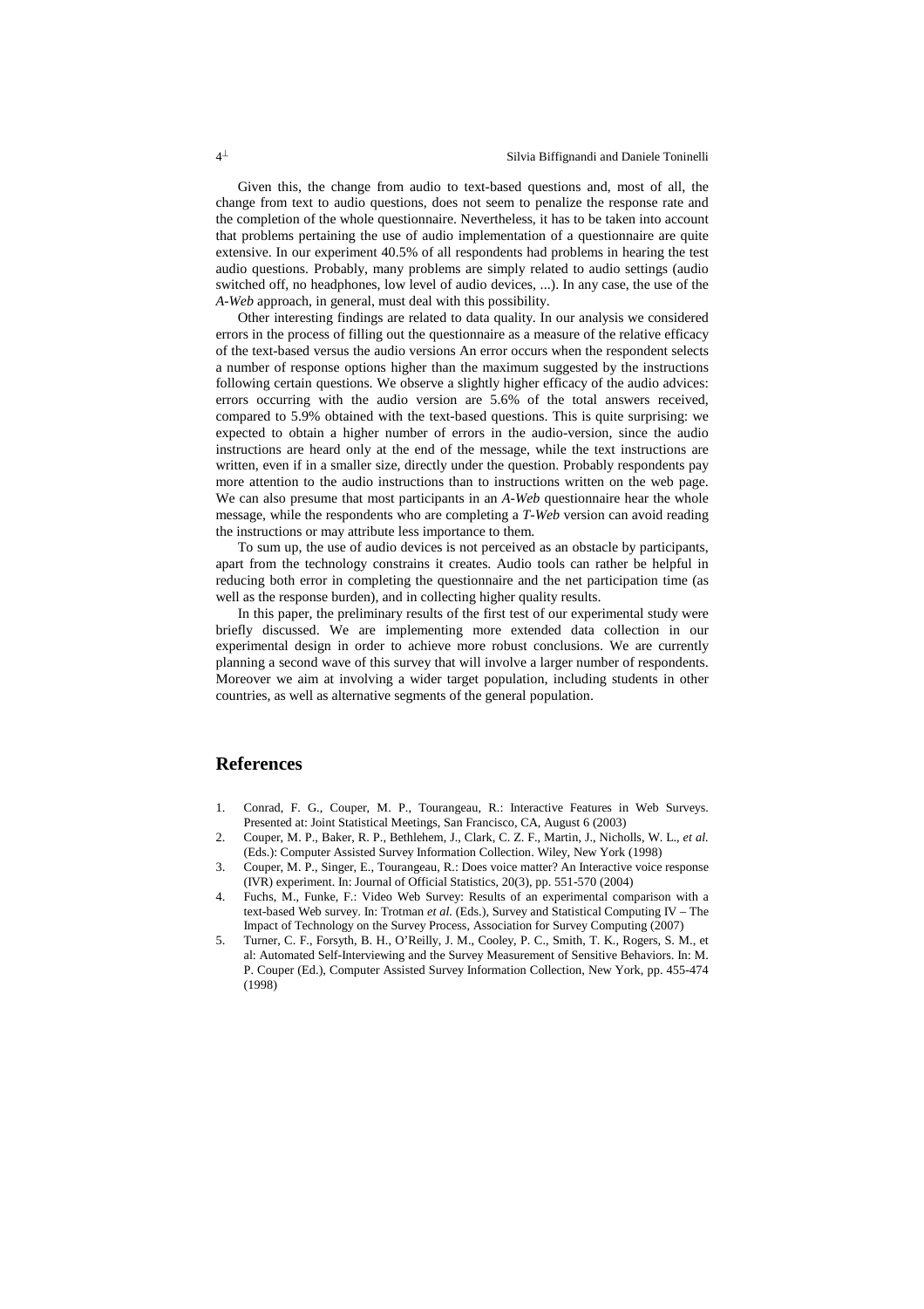Given this, the change from audio to text-based questions and, most of all, the change from text to audio questions, does not seem to penalize the response rate and the completion of the whole questionnaire. Nevertheless, it has to be taken into account that problems pertaining the use of audio implementation of a questionnaire are quite extensive. In our experiment 40.5% of all respondents had problems in hearing the test audio questions. Probably, many problems are simply related to audio settings (audio switched off, no headphones, low level of audio devices, ...). In any case, the use of the *A-Web* approach, in general, must deal with this possibility.

Other interesting findings are related to data quality. In our analysis we considered errors in the process of filling out the questionnaire as a measure of the relative efficacy of the text-based versus the audio versions An error occurs when the respondent selects a number of response options higher than the maximum suggested by the instructions following certain questions. We observe a slightly higher efficacy of the audio advices: errors occurring with the audio version are 5.6% of the total answers received, compared to 5.9% obtained with the text-based questions. This is quite surprising: we expected to obtain a higher number of errors in the audio-version, since the audio instructions are heard only at the end of the message, while the text instructions are written, even if in a smaller size, directly under the question. Probably respondents pay more attention to the audio instructions than to instructions written on the web page. We can also presume that most participants in an *A-Web* questionnaire hear the whole message, while the respondents who are completing a *T-Web* version can avoid reading the instructions or may attribute less importance to them.

To sum up, the use of audio devices is not perceived as an obstacle by participants, apart from the technology constrains it creates. Audio tools can rather be helpful in reducing both error in completing the questionnaire and the net participation time (as well as the response burden), and in collecting higher quality results.

In this paper, the preliminary results of the first test of our experimental study were briefly discussed. We are implementing more extended data collection in our experimental design in order to achieve more robust conclusions. We are currently planning a second wave of this survey that will involve a larger number of respondents. Moreover we aim at involving a wider target population, including students in other countries, as well as alternative segments of the general population.

## References

1. Conrad, F. G., Couper, M. P., Tourangeau, R.: Interactive Features in Web Surveys. Presented at: Joint Statistical Meetings, San Francisco, CA, August 6 (2003)
2. Couper, M. P., Baker, R. P., Bethlehem, J., Clark, C. Z. F., Martin, J., Nicholls, W. L., *et al.* (Eds.): Computer Assisted Survey Information Collection. Wiley, New York (1998)
3. Couper, M. P., Singer, E., Tourangeau, R.: Does voice matter? An Interactive voice response (IVR) experiment. In: Journal of Official Statistics, 20(3), pp. 551-570 (2004)
4. Fuchs, M., Funke, F.: Video Web Survey: Results of an experimental comparison with a text-based Web survey. In: Trotman *et al.* (Eds.), Survey and Statistical Computing IV – The Impact of Technology on the Survey Process, Association for Survey Computing (2007)
5. Turner, C. F., Forsyth, B. H., O'Reilly, J. M., Cooley, P. C., Smith, T. K., Rogers, S. M., et al: Automated Self-Interviewing and the Survey Measurement of Sensitive Behaviors. In: M. P. Couper (Ed.), Computer Assisted Survey Information Collection, New York, pp. 455-474 (1998)